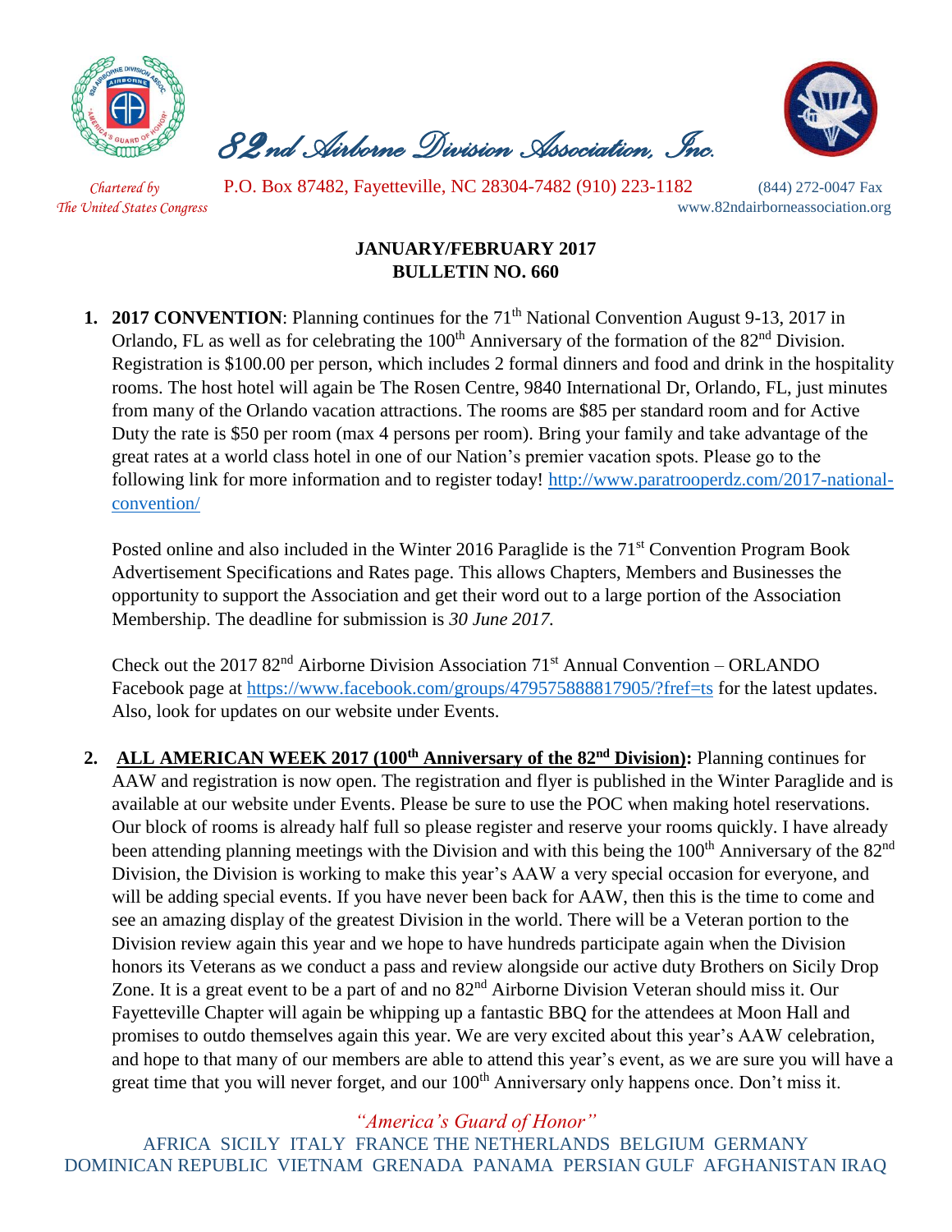# *82nd Airborne Division Association, Inc.*

*Chartered by The United States Congress* P.O. Box 87482, Fayetteville, NC 28304-7482 (910) 223-1182 (844) 272-0047 Fax
www.82ndairborneassociation.org

**JANUARY/FEBRUARY 2017**
**BULLETIN NO. 660**

1. **2017 CONVENTION**: Planning continues for the 71th National Convention August 9-13, 2017 in Orlando, FL as well as for celebrating the 100th Anniversary of the formation of the 82nd Division. Registration is $100.00 per person, which includes 2 formal dinners and food and drink in the hospitality rooms. The host hotel will again be The Rosen Centre, 9840 International Dr, Orlando, FL, just minutes from many of the Orlando vacation attractions. The rooms are $85 per standard room and for Active Duty the rate is $50 per room (max 4 persons per room). Bring your family and take advantage of the great rates at a world class hotel in one of our Nation's premier vacation spots. Please go to the following link for more information and to register today! http://www.paratrooperdz.com/2017-national-convention/

   Posted online and also included in the Winter 2016 Paraglide is the 71st Convention Program Book Advertisement Specifications and Rates page. This allows Chapters, Members and Businesses the opportunity to support the Association and get their word out to a large portion of the Association Membership. The deadline for submission is *30 June 2017.*

   Check out the 2017 82nd Airborne Division Association 71st Annual Convention – ORLANDO Facebook page at https://www.facebook.com/groups/479575888817905/?fref=ts for the latest updates. Also, look for updates on our website under Events.

2. **ALL AMERICAN WEEK 2017 (100th Anniversary of the 82nd Division):** Planning continues for AAW and registration is now open. The registration and flyer is published in the Winter Paraglide and is available at our website under Events. Please be sure to use the POC when making hotel reservations. Our block of rooms is already half full so please register and reserve your rooms quickly. I have already been attending planning meetings with the Division and with this being the 100th Anniversary of the 82nd Division, the Division is working to make this year's AAW a very special occasion for everyone, and will be adding special events. If you have never been back for AAW, then this is the time to come and see an amazing display of the greatest Division in the world. There will be a Veteran portion to the Division review again this year and we hope to have hundreds participate again when the Division honors its Veterans as we conduct a pass and review alongside our active duty Brothers on Sicily Drop Zone. It is a great event to be a part of and no 82nd Airborne Division Veteran should miss it. Our Fayetteville Chapter will again be whipping up a fantastic BBQ for the attendees at Moon Hall and promises to outdo themselves again this year. We are very excited about this year's AAW celebration, and hope to that many of our members are able to attend this year's event, as we are sure you will have a great time that you will never forget, and our 100th Anniversary only happens once. Don't miss it.

*"America's Guard of Honor"*

AFRICA SICILY ITALY FRANCE THE NETHERLANDS BELGIUM GERMANY DOMINICAN REPUBLIC VIETNAM GRENADA PANAMA PERSIAN GULF AFGHANISTAN IRAQ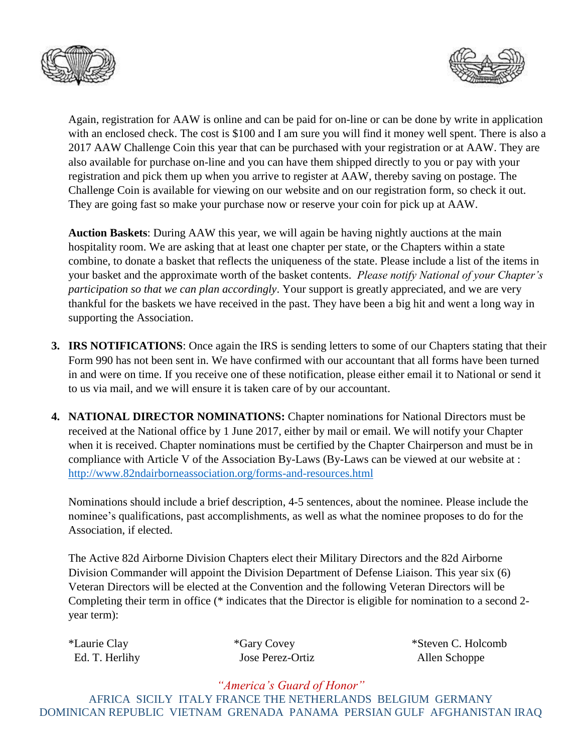Again, registration for AAW is online and can be paid for on-line or can be done by write in application with an enclosed check. The cost is $100 and I am sure you will find it money well spent. There is also a 2017 AAW Challenge Coin this year that can be purchased with your registration or at AAW. They are also available for purchase on-line and you can have them shipped directly to you or pay with your registration and pick them up when you arrive to register at AAW, thereby saving on postage. The Challenge Coin is available for viewing on our website and on our registration form, so check it out. They are going fast so make your purchase now or reserve your coin for pick up at AAW.

**Auction Baskets**: During AAW this year, we will again be having nightly auctions at the main hospitality room. We are asking that at least one chapter per state, or the Chapters within a state combine, to donate a basket that reflects the uniqueness of the state. Please include a list of the items in your basket and the approximate worth of the basket contents. *Please notify National of your Chapter's participation so that we can plan accordingly*. Your support is greatly appreciated, and we are very thankful for the baskets we have received in the past. They have been a big hit and went a long way in supporting the Association.

3. **IRS NOTIFICATIONS**: Once again the IRS is sending letters to some of our Chapters stating that their Form 990 has not been sent in. We have confirmed with our accountant that all forms have been turned in and were on time. If you receive one of these notification, please either email it to National or send it to us via mail, and we will ensure it is taken care of by our accountant.

4. **NATIONAL DIRECTOR NOMINATIONS:** Chapter nominations for National Directors must be received at the National office by 1 June 2017, either by mail or email. We will notify your Chapter when it is received. Chapter nominations must be certified by the Chapter Chairperson and must be in compliance with Article V of the Association By-Laws (By-Laws can be viewed at our website at : http://www.82ndairborneassociation.org/forms-and-resources.html

   Nominations should include a brief description, 4-5 sentences, about the nominee. Please include the nominee's qualifications, past accomplishments, as well as what the nominee proposes to do for the Association, if elected.

   The Active 82d Airborne Division Chapters elect their Military Directors and the 82d Airborne Division Commander will appoint the Division Department of Defense Liaison. This year six (6) Veteran Directors will be elected at the Convention and the following Veteran Directors will be Completing their term in office (* indicates that the Director is eligible for nomination to a second 2-year term):

   *Laurie Clay | *Gary Covey | *Steven C. Holcomb
   Ed. T. Herlihy | Jose Perez-Ortiz | Allen Schoppe

*"America's Guard of Honor"*

AFRICA SICILY ITALY FRANCE THE NETHERLANDS BELGIUM GERMANY DOMINICAN REPUBLIC VIETNAM GRENADA PANAMA PERSIAN GULF AFGHANISTAN IRAQ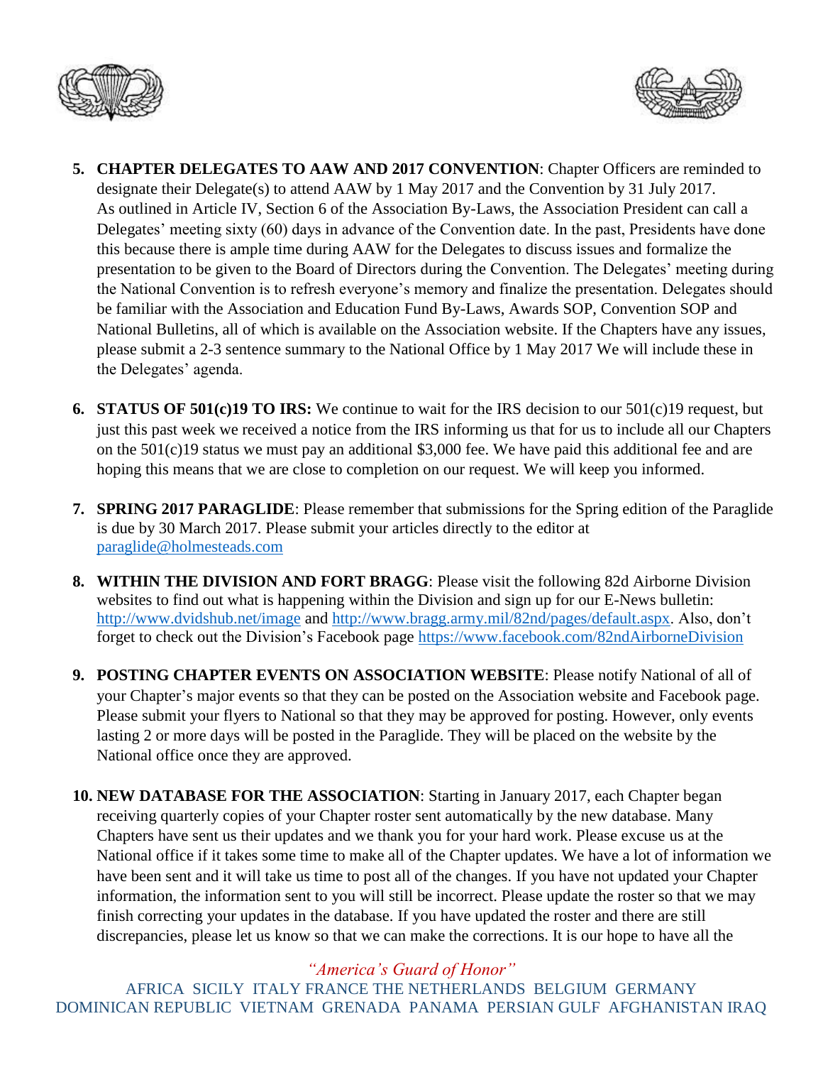5. **CHAPTER DELEGATES TO AAW AND 2017 CONVENTION**: Chapter Officers are reminded to designate their Delegate(s) to attend AAW by 1 May 2017 and the Convention by 31 July 2017. As outlined in Article IV, Section 6 of the Association By-Laws, the Association President can call a Delegates' meeting sixty (60) days in advance of the Convention date. In the past, Presidents have done this because there is ample time during AAW for the Delegates to discuss issues and formalize the presentation to be given to the Board of Directors during the Convention. The Delegates' meeting during the National Convention is to refresh everyone's memory and finalize the presentation. Delegates should be familiar with the Association and Education Fund By-Laws, Awards SOP, Convention SOP and National Bulletins, all of which is available on the Association website. If the Chapters have any issues, please submit a 2-3 sentence summary to the National Office by 1 May 2017 We will include these in the Delegates' agenda.

6. **STATUS OF 501(c)19 TO IRS:** We continue to wait for the IRS decision to our 501(c)19 request, but just this past week we received a notice from the IRS informing us that for us to include all our Chapters on the 501(c)19 status we must pay an additional $3,000 fee. We have paid this additional fee and are hoping this means that we are close to completion on our request. We will keep you informed.

7. **SPRING 2017 PARAGLIDE**: Please remember that submissions for the Spring edition of the Paraglide is due by 30 March 2017. Please submit your articles directly to the editor at paraglide@holmesteads.com

8. **WITHIN THE DIVISION AND FORT BRAGG**: Please visit the following 82d Airborne Division websites to find out what is happening within the Division and sign up for our E-News bulletin: http://www.dvidshub.net/image and http://www.bragg.army.mil/82nd/pages/default.aspx. Also, don't forget to check out the Division's Facebook page https://www.facebook.com/82ndAirborneDivision

9. **POSTING CHAPTER EVENTS ON ASSOCIATION WEBSITE**: Please notify National of all of your Chapter's major events so that they can be posted on the Association website and Facebook page. Please submit your flyers to National so that they may be approved for posting. However, only events lasting 2 or more days will be posted in the Paraglide. They will be placed on the website by the National office once they are approved.

10. **NEW DATABASE FOR THE ASSOCIATION**: Starting in January 2017, each Chapter began receiving quarterly copies of your Chapter roster sent automatically by the new database. Many Chapters have sent us their updates and we thank you for your hard work. Please excuse us at the National office if it takes some time to make all of the Chapter updates. We have a lot of information we have been sent and it will take us time to post all of the changes. If you have not updated your Chapter information, the information sent to you will still be incorrect. Please update the roster so that we may finish correcting your updates in the database. If you have updated the roster and there are still discrepancies, please let us know so that we can make the corrections. It is our hope to have all the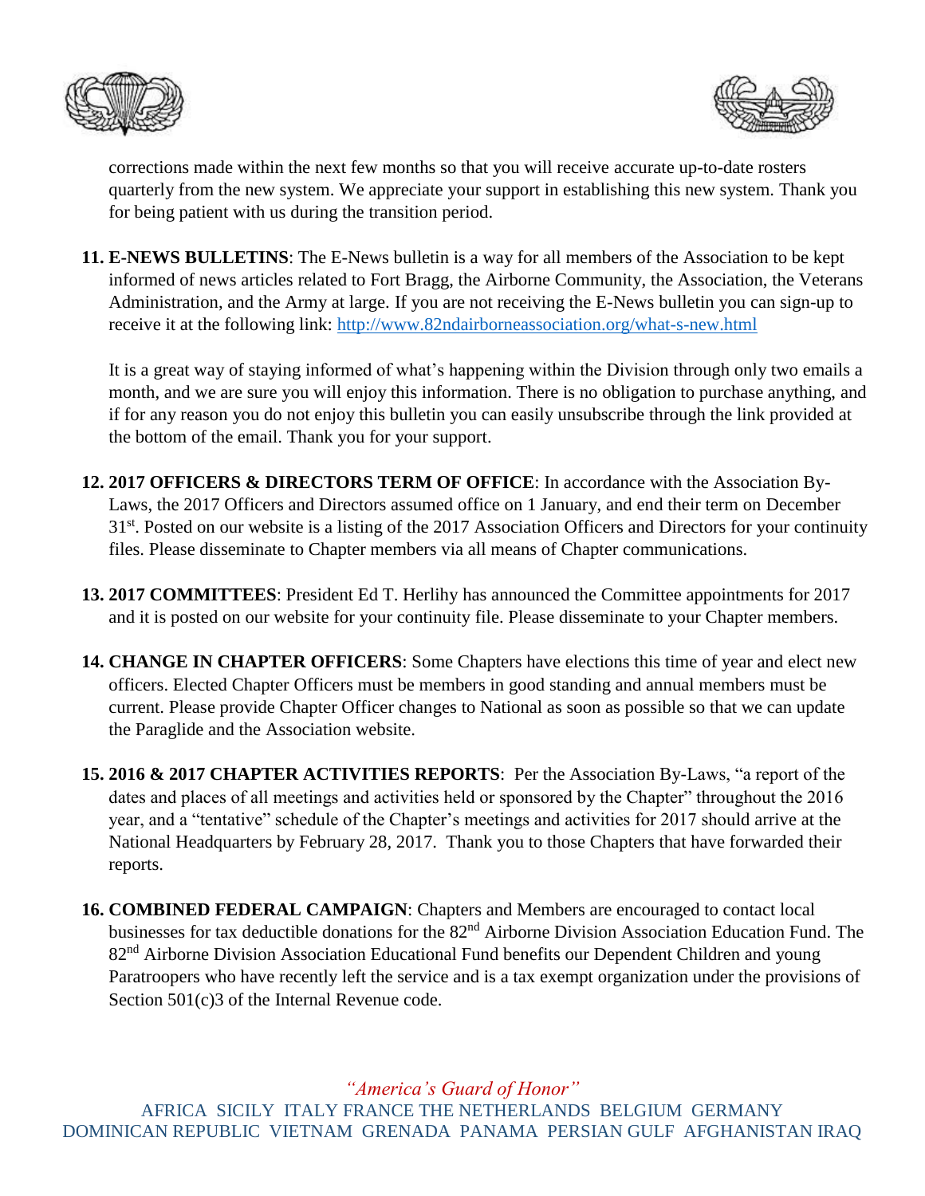corrections made within the next few months so that you will receive accurate up-to-date rosters quarterly from the new system. We appreciate your support in establishing this new system. Thank you for being patient with us during the transition period.

11. **E-NEWS BULLETINS**: The E-News bulletin is a way for all members of the Association to be kept informed of news articles related to Fort Bragg, the Airborne Community, the Association, the Veterans Administration, and the Army at large. If you are not receiving the E-News bulletin you can sign-up to receive it at the following link: http://www.82ndairborneassociation.org/what-s-new.html

    It is a great way of staying informed of what's happening within the Division through only two emails a month, and we are sure you will enjoy this information. There is no obligation to purchase anything, and if for any reason you do not enjoy this bulletin you can easily unsubscribe through the link provided at the bottom of the email. Thank you for your support.

12. **2017 OFFICERS & DIRECTORS TERM OF OFFICE**: In accordance with the Association By-Laws, the 2017 Officers and Directors assumed office on 1 January, and end their term on December 31st. Posted on our website is a listing of the 2017 Association Officers and Directors for your continuity files. Please disseminate to Chapter members via all means of Chapter communications.

13. **2017 COMMITTEES**: President Ed T. Herlihy has announced the Committee appointments for 2017 and it is posted on our website for your continuity file. Please disseminate to your Chapter members.

14. **CHANGE IN CHAPTER OFFICERS**: Some Chapters have elections this time of year and elect new officers. Elected Chapter Officers must be members in good standing and annual members must be current. Please provide Chapter Officer changes to National as soon as possible so that we can update the Paraglide and the Association website.

15. **2016 & 2017 CHAPTER ACTIVITIES REPORTS**: Per the Association By-Laws, "a report of the dates and places of all meetings and activities held or sponsored by the Chapter" throughout the 2016 year, and a "tentative" schedule of the Chapter's meetings and activities for 2017 should arrive at the National Headquarters by February 28, 2017. Thank you to those Chapters that have forwarded their reports.

16. **COMBINED FEDERAL CAMPAIGN**: Chapters and Members are encouraged to contact local businesses for tax deductible donations for the 82nd Airborne Division Association Education Fund. The 82nd Airborne Division Association Educational Fund benefits our Dependent Children and young Paratroopers who have recently left the service and is a tax exempt organization under the provisions of Section 501(c)3 of the Internal Revenue code.

*"America's Guard of Honor"*

AFRICA SICILY ITALY FRANCE THE NETHERLANDS BELGIUM GERMANY DOMINICAN REPUBLIC VIETNAM GRENADA PANAMA PERSIAN GULF AFGHANISTAN IRAQ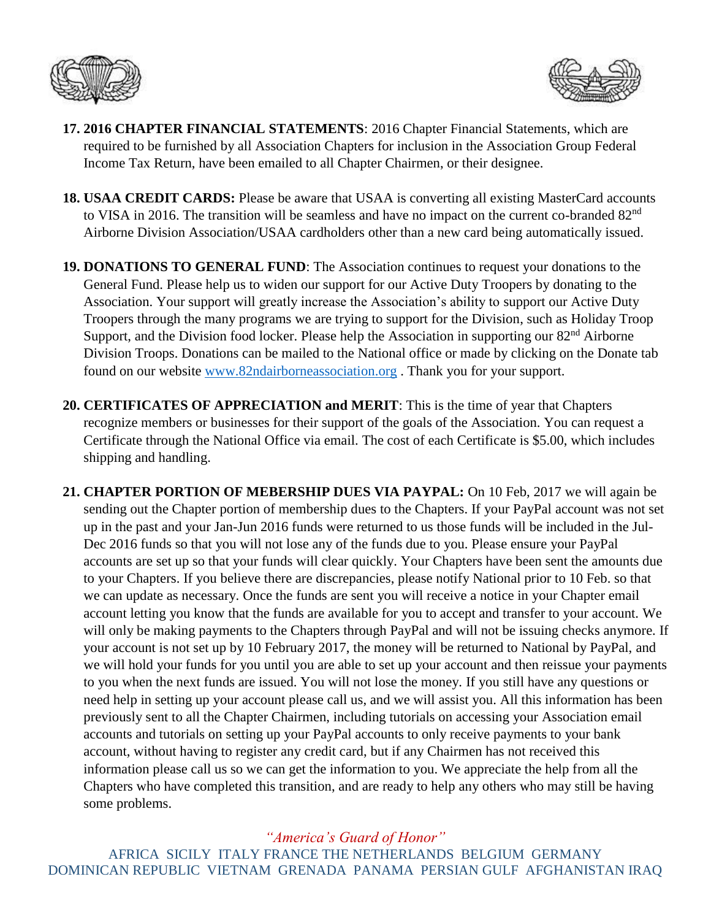17. **2016 CHAPTER FINANCIAL STATEMENTS**: 2016 Chapter Financial Statements, which are required to be furnished by all Association Chapters for inclusion in the Association Group Federal Income Tax Return, have been emailed to all Chapter Chairmen, or their designee.

18. **USAA CREDIT CARDS:** Please be aware that USAA is converting all existing MasterCard accounts to VISA in 2016. The transition will be seamless and have no impact on the current co-branded 82nd Airborne Division Association/USAA cardholders other than a new card being automatically issued.

19. **DONATIONS TO GENERAL FUND**: The Association continues to request your donations to the General Fund. Please help us to widen our support for our Active Duty Troopers by donating to the Association. Your support will greatly increase the Association's ability to support our Active Duty Troopers through the many programs we are trying to support for the Division, such as Holiday Troop Support, and the Division food locker. Please help the Association in supporting our 82nd Airborne Division Troops. Donations can be mailed to the National office or made by clicking on the Donate tab found on our website www.82ndairborneassociation.org . Thank you for your support.

20. **CERTIFICATES OF APPRECIATION and MERIT**: This is the time of year that Chapters recognize members or businesses for their support of the goals of the Association. You can request a Certificate through the National Office via email. The cost of each Certificate is $5.00, which includes shipping and handling.

21. **CHAPTER PORTION OF MEBERSHIP DUES VIA PAYPAL:** On 10 Feb, 2017 we will again be sending out the Chapter portion of membership dues to the Chapters. If your PayPal account was not set up in the past and your Jan-Jun 2016 funds were returned to us those funds will be included in the Jul-Dec 2016 funds so that you will not lose any of the funds due to you. Please ensure your PayPal accounts are set up so that your funds will clear quickly. Your Chapters have been sent the amounts due to your Chapters. If you believe there are discrepancies, please notify National prior to 10 Feb. so that we can update as necessary. Once the funds are sent you will receive a notice in your Chapter email account letting you know that the funds are available for you to accept and transfer to your account. We will only be making payments to the Chapters through PayPal and will not be issuing checks anymore. If your account is not set up by 10 February 2017, the money will be returned to National by PayPal, and we will hold your funds for you until you are able to set up your account and then reissue your payments to you when the next funds are issued. You will not lose the money. If you still have any questions or need help in setting up your account please call us, and we will assist you. All this information has been previously sent to all the Chapter Chairmen, including tutorials on accessing your Association email accounts and tutorials on setting up your PayPal accounts to only receive payments to your bank account, without having to register any credit card, but if any Chairmen has not received this information please call us so we can get the information to you. We appreciate the help from all the Chapters who have completed this transition, and are ready to help any others who may still be having some problems.

*"America's Guard of Honor"*

AFRICA SICILY ITALY FRANCE THE NETHERLANDS BELGIUM GERMANY DOMINICAN REPUBLIC VIETNAM GRENADA PANAMA PERSIAN GULF AFGHANISTAN IRAQ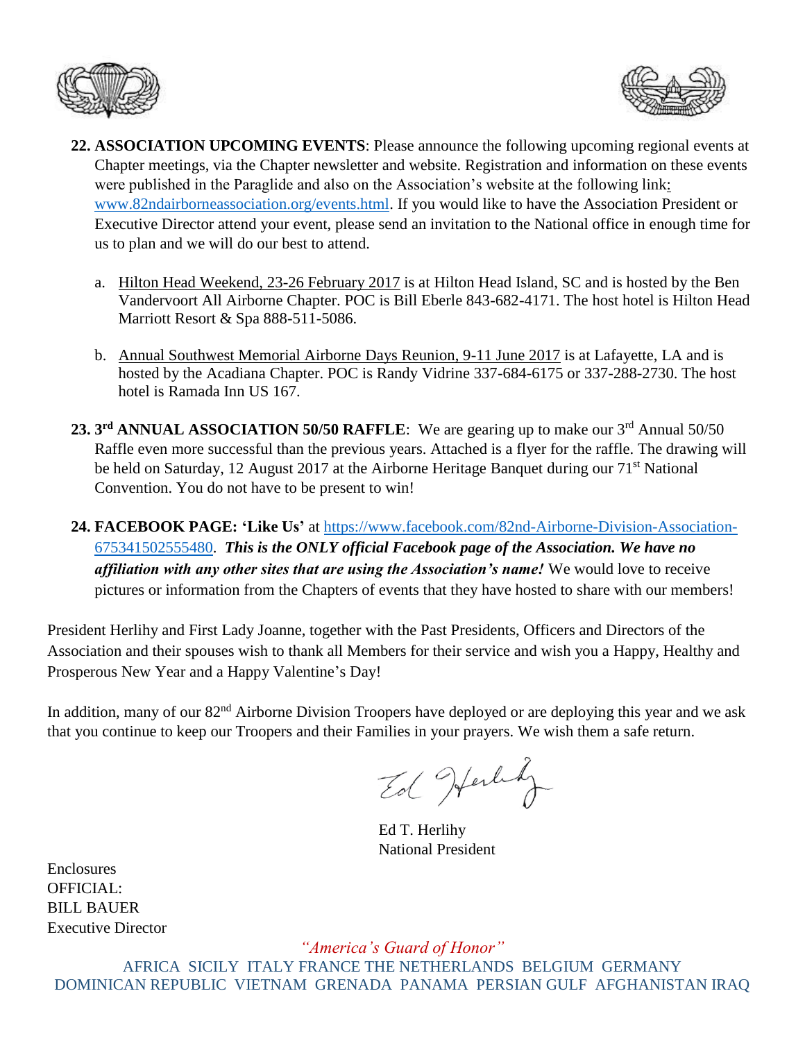**22. ASSOCIATION UPCOMING EVENTS**: Please announce the following upcoming regional events at Chapter meetings, via the Chapter newsletter and website. Registration and information on these events were published in the Paraglide and also on the Association's website at the following link: www.82ndairborneassociation.org/events.html. If you would like to have the Association President or Executive Director attend your event, please send an invitation to the National office in enough time for us to plan and we will do our best to attend.

a. Hilton Head Weekend, 23-26 February 2017 is at Hilton Head Island, SC and is hosted by the Ben Vandervoort All Airborne Chapter. POC is Bill Eberle 843-682-4171. The host hotel is Hilton Head Marriott Resort & Spa 888-511-5086.

b. Annual Southwest Memorial Airborne Days Reunion, 9-11 June 2017 is at Lafayette, LA and is hosted by the Acadiana Chapter. POC is Randy Vidrine 337-684-6175 or 337-288-2730. The host hotel is Ramada Inn US 167.

**23. 3rd ANNUAL ASSOCIATION 50/50 RAFFLE**: We are gearing up to make our 3rd Annual 50/50 Raffle even more successful than the previous years. Attached is a flyer for the raffle. The drawing will be held on Saturday, 12 August 2017 at the Airborne Heritage Banquet during our 71st National Convention. You do not have to be present to win!

**24. FACEBOOK PAGE: 'Like Us'** at https://www.facebook.com/82nd-Airborne-Division-Association-675341502555480. ***This is the ONLY official Facebook page of the Association. We have no affiliation with any other sites that are using the Association's name!*** We would love to receive pictures or information from the Chapters of events that they have hosted to share with our members!

President Herlihy and First Lady Joanne, together with the Past Presidents, Officers and Directors of the Association and their spouses wish to thank all Members for their service and wish you a Happy, Healthy and Prosperous New Year and a Happy Valentine's Day!

In addition, many of our 82nd Airborne Division Troopers have deployed or are deploying this year and we ask that you continue to keep our Troopers and their Families in your prayers. We wish them a safe return.

Ed Herlihy

Ed T. Herlihy
National President

Enclosures
OFFICIAL:
BILL BAUER
Executive Director

*"America's Guard of Honor"*

AFRICA SICILY ITALY FRANCE THE NETHERLANDS BELGIUM GERMANY DOMINICAN REPUBLIC VIETNAM GRENADA PANAMA PERSIAN GULF AFGHANISTAN IRAQ